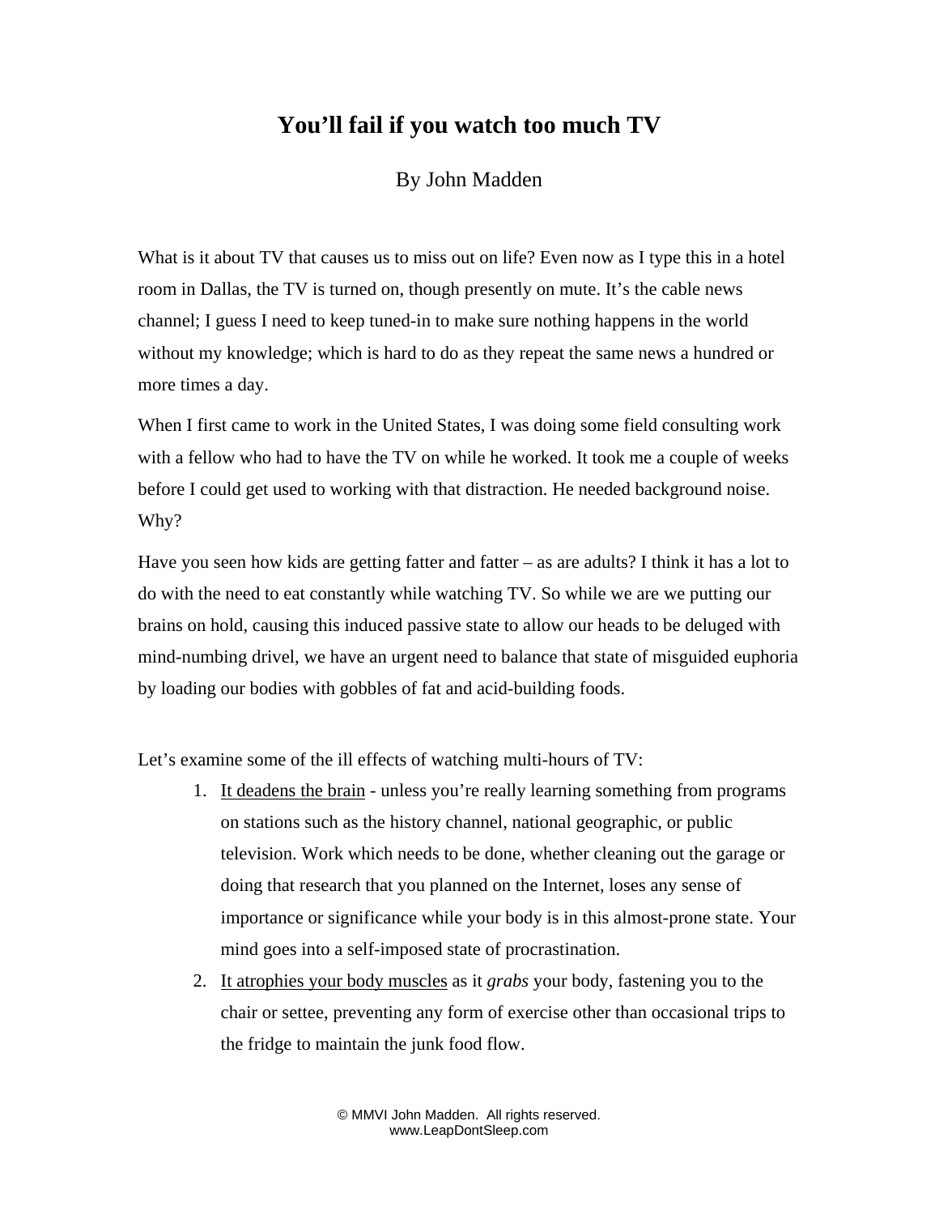# You'll fail if you watch too much TV

By John Madden

What is it about TV that causes us to miss out on life? Even now as I type this in a hotel room in Dallas, the TV is turned on, though presently on mute. It's the cable news channel; I guess I need to keep tuned-in to make sure nothing happens in the world without my knowledge; which is hard to do as they repeat the same news a hundred or more times a day.

When I first came to work in the United States, I was doing some field consulting work with a fellow who had to have the TV on while he worked. It took me a couple of weeks before I could get used to working with that distraction. He needed background noise. Why?

Have you seen how kids are getting fatter and fatter – as are adults? I think it has a lot to do with the need to eat constantly while watching TV. So while we are we putting our brains on hold, causing this induced passive state to allow our heads to be deluged with mind-numbing drivel, we have an urgent need to balance that state of misguided euphoria by loading our bodies with gobbles of fat and acid-building foods.

Let's examine some of the ill effects of watching multi-hours of TV:

1. <u>It deadens the brain</u> - unless you're really learning something from programs on stations such as the history channel, national geographic, or public television. Work which needs to be done, whether cleaning out the garage or doing that research that you planned on the Internet, loses any sense of importance or significance while your body is in this almost-prone state. Your mind goes into a self-imposed state of procrastination.
2. <u>It atrophies your body muscles</u> as it *grabs* your body, fastening you to the chair or settee, preventing any form of exercise other than occasional trips to the fridge to maintain the junk food flow.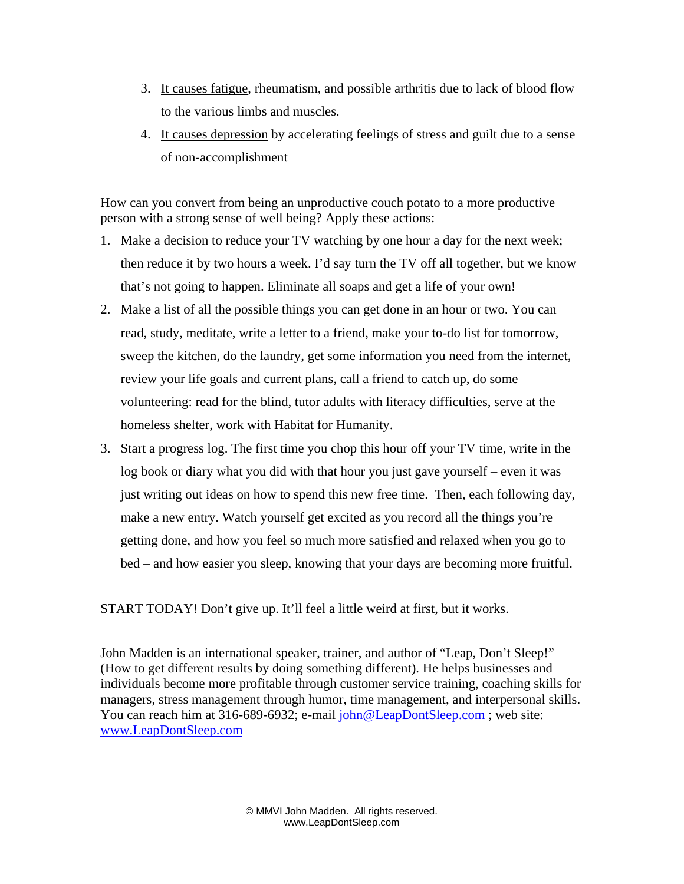3. <u>It causes fatigue</u>, rheumatism, and possible arthritis due to lack of blood flow to the various limbs and muscles.
4. <u>It causes depression</u> by accelerating feelings of stress and guilt due to a sense of non-accomplishment

How can you convert from being an unproductive couch potato to a more productive person with a strong sense of well being? Apply these actions:

1. Make a decision to reduce your TV watching by one hour a day for the next week; then reduce it by two hours a week. I'd say turn the TV off all together, but we know that's not going to happen. Eliminate all soaps and get a life of your own!
2. Make a list of all the possible things you can get done in an hour or two. You can read, study, meditate, write a letter to a friend, make your to-do list for tomorrow, sweep the kitchen, do the laundry, get some information you need from the internet, review your life goals and current plans, call a friend to catch up, do some volunteering: read for the blind, tutor adults with literacy difficulties, serve at the homeless shelter, work with Habitat for Humanity.
3. Start a progress log. The first time you chop this hour off your TV time, write in the log book or diary what you did with that hour you just gave yourself – even it was just writing out ideas on how to spend this new free time. Then, each following day, make a new entry. Watch yourself get excited as you record all the things you're getting done, and how you feel so much more satisfied and relaxed when you go to bed – and how easier you sleep, knowing that your days are becoming more fruitful.

START TODAY! Don't give up. It'll feel a little weird at first, but it works.

John Madden is an international speaker, trainer, and author of "Leap, Don't Sleep!" (How to get different results by doing something different). He helps businesses and individuals become more profitable through customer service training, coaching skills for managers, stress management through humor, time management, and interpersonal skills. You can reach him at 316-689-6932; e-mail john@LeapDontSleep.com ; web site: www.LeapDontSleep.com

© MMVI John Madden. All rights reserved.
www.LeapDontSleep.com